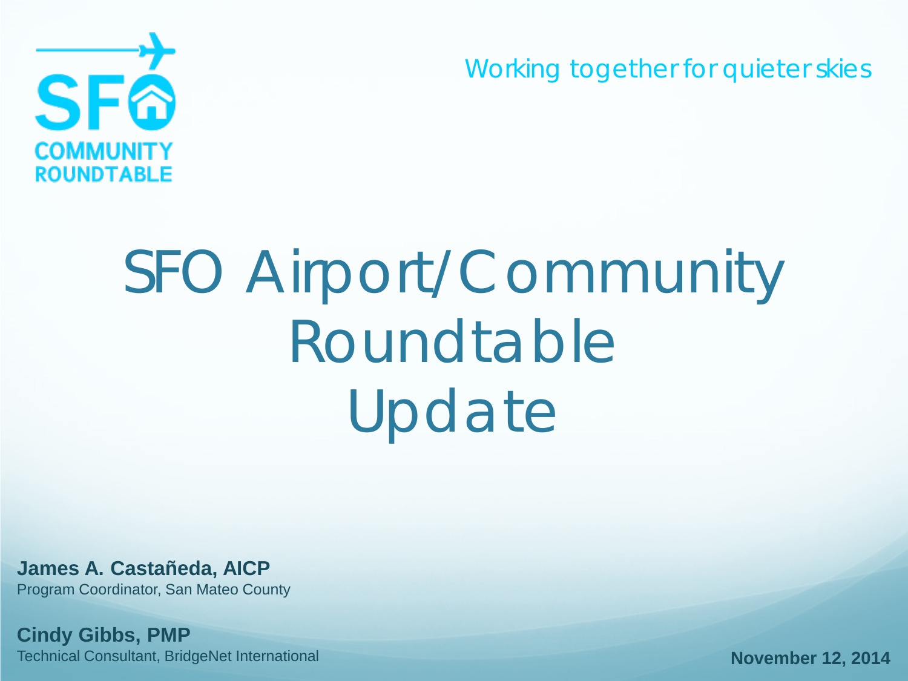SFO COMMUNITY ROUNDTABLE

Working together for quieter skies

# SFO Airport/Community Roundtable Update

**James A. Castañeda, AICP**
Program Coordinator, San Mateo County

**Cindy Gibbs, PMP**
Technical Consultant, BridgeNet International

**November 12, 2014**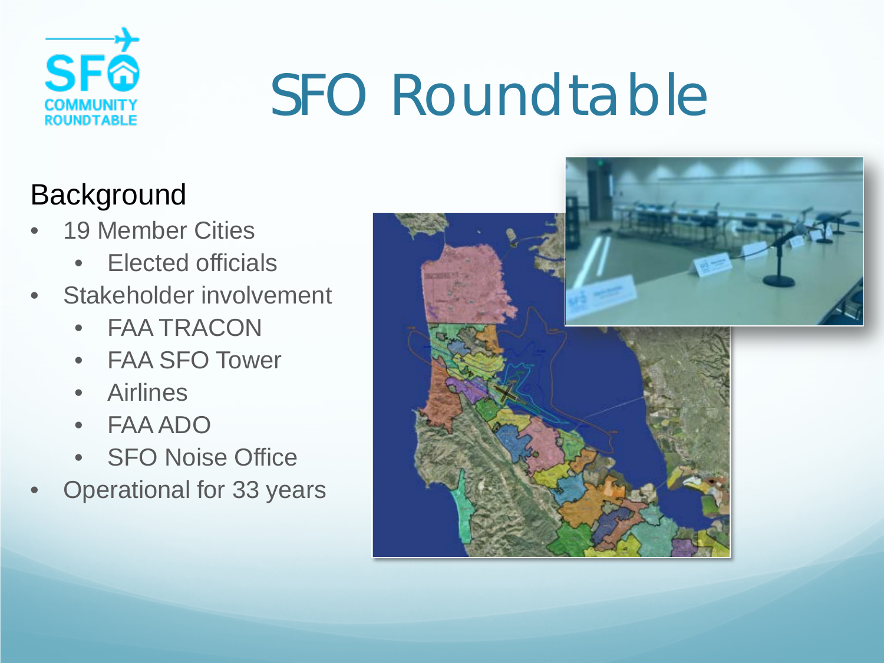# SFO Roundtable

## Background

- 19 Member Cities
    - Elected officials
- Stakeholder involvement
    - FAA TRACON
    - FAA SFO Tower
    - Airlines
    - FAA ADO
    - SFO Noise Office
- Operational for 33 years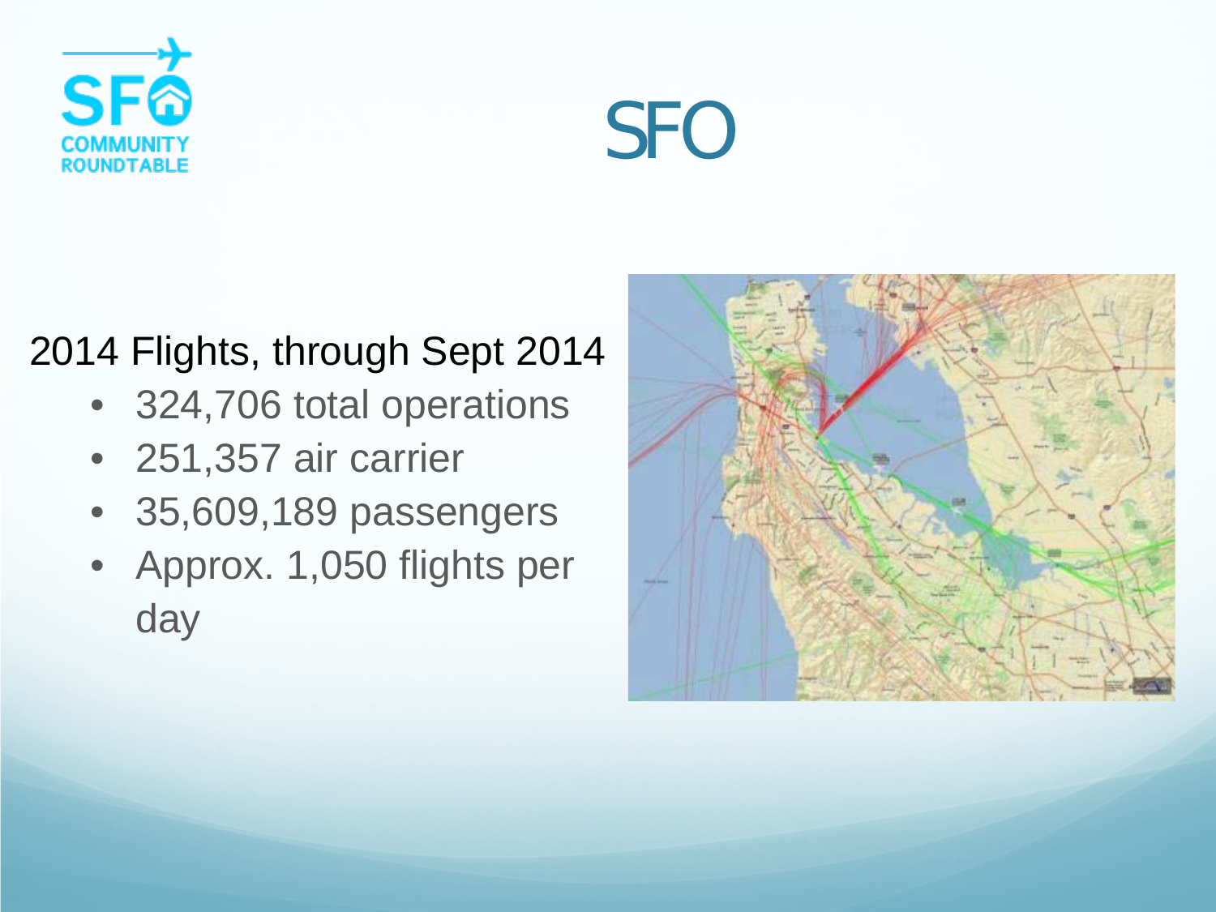# SFO

2014 Flights, through Sept 2014

- 324,706 total operations
- 251,357 air carrier
- 35,609,189 passengers
- Approx. 1,050 flights per day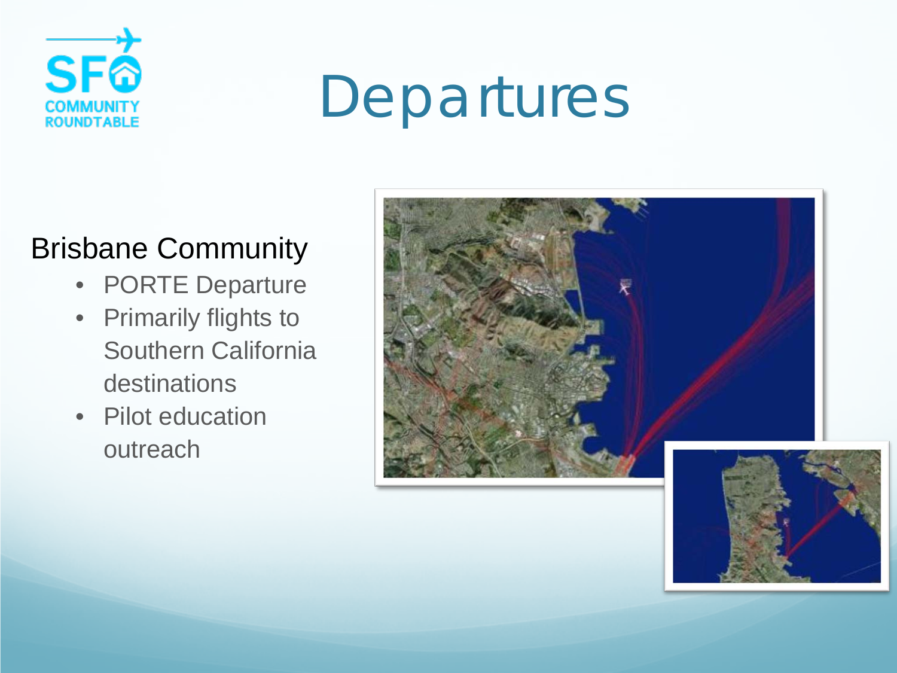# Departures

## Brisbane Community

- PORTE Departure
- Primarily flights to Southern California destinations
- Pilot education outreach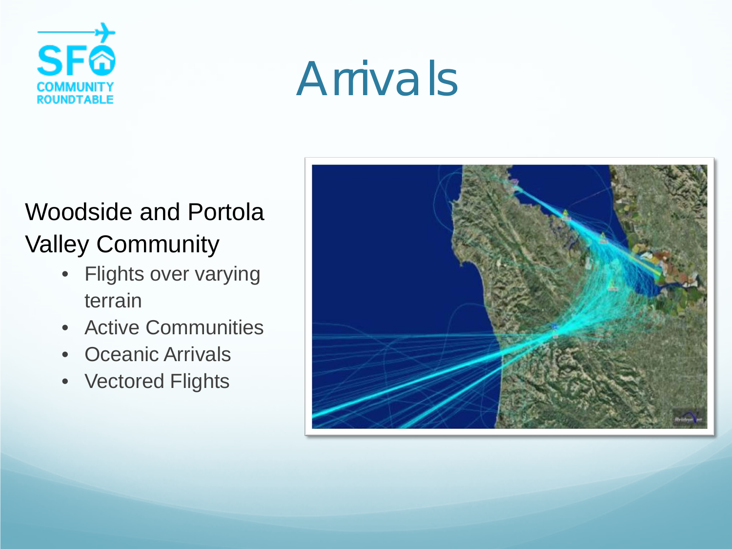# Arrivals

Woodside and Portola Valley Community

- Flights over varying terrain
- Active Communities
- Oceanic Arrivals
- Vectored Flights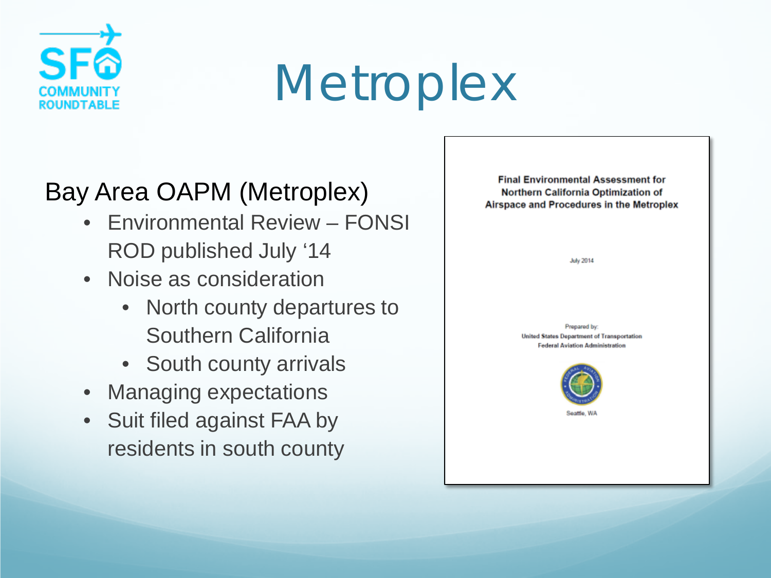# Metroplex

## Bay Area OAPM (Metroplex)

- Environmental Review – FONSI ROD published July '14
- Noise as consideration
  - North county departures to Southern California
  - South county arrivals
- Managing expectations
- Suit filed against FAA by residents in south county

**Final Environmental Assessment for Northern California Optimization of Airspace and Procedures in the Metroplex**

July 2014

Prepared by:
United States Department of Transportation
Federal Aviation Administration

Seattle, WA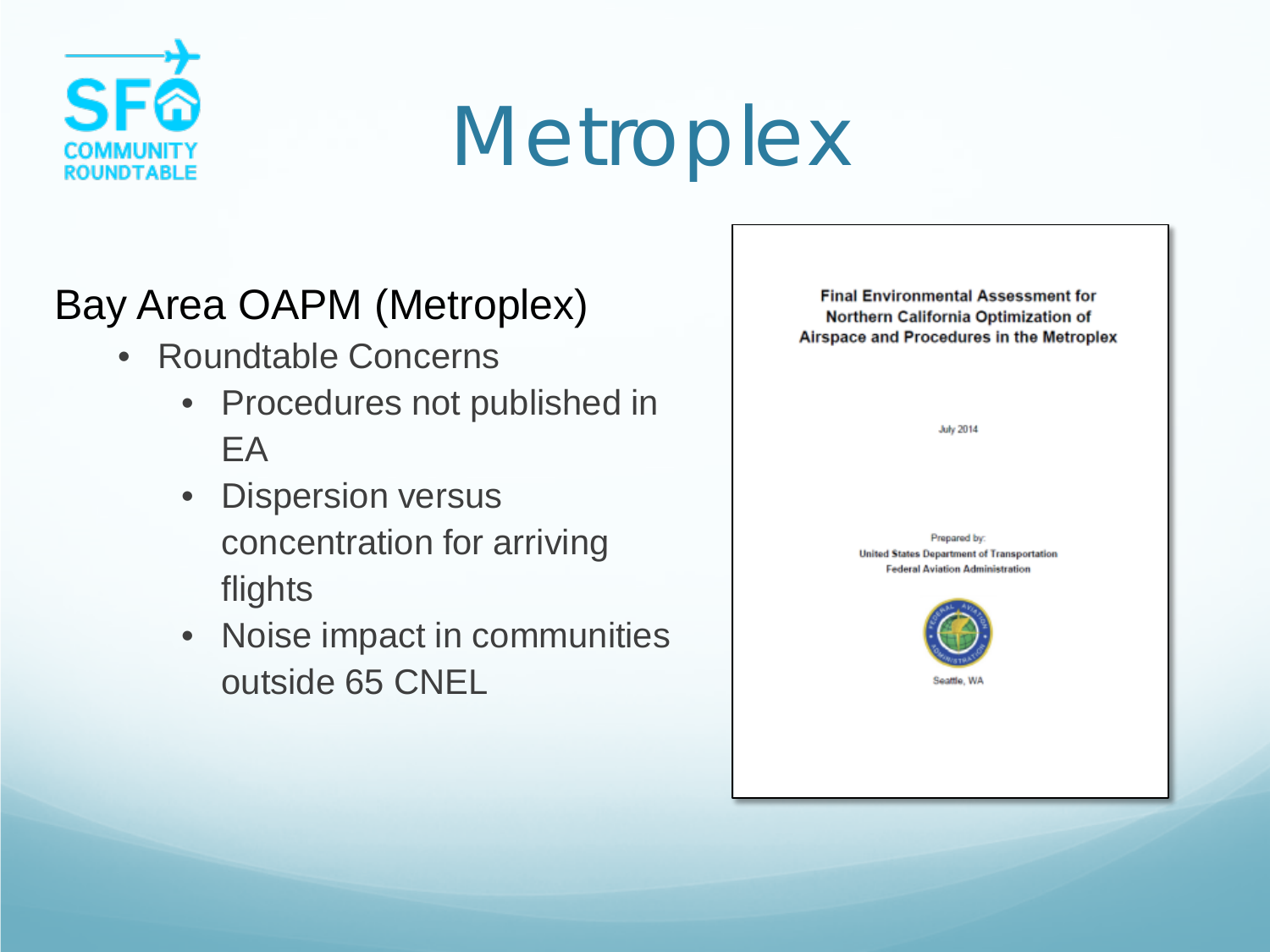# Metroplex

## Bay Area OAPM (Metroplex)

- Roundtable Concerns
  - Procedures not published in EA
  - Dispersion versus concentration for arriving flights
  - Noise impact in communities outside 65 CNEL

**Final Environmental Assessment for Northern California Optimization of Airspace and Procedures in the Metroplex**

July 2014

Prepared by:
**United States Department of Transportation**
**Federal Aviation Administration**

Seattle, WA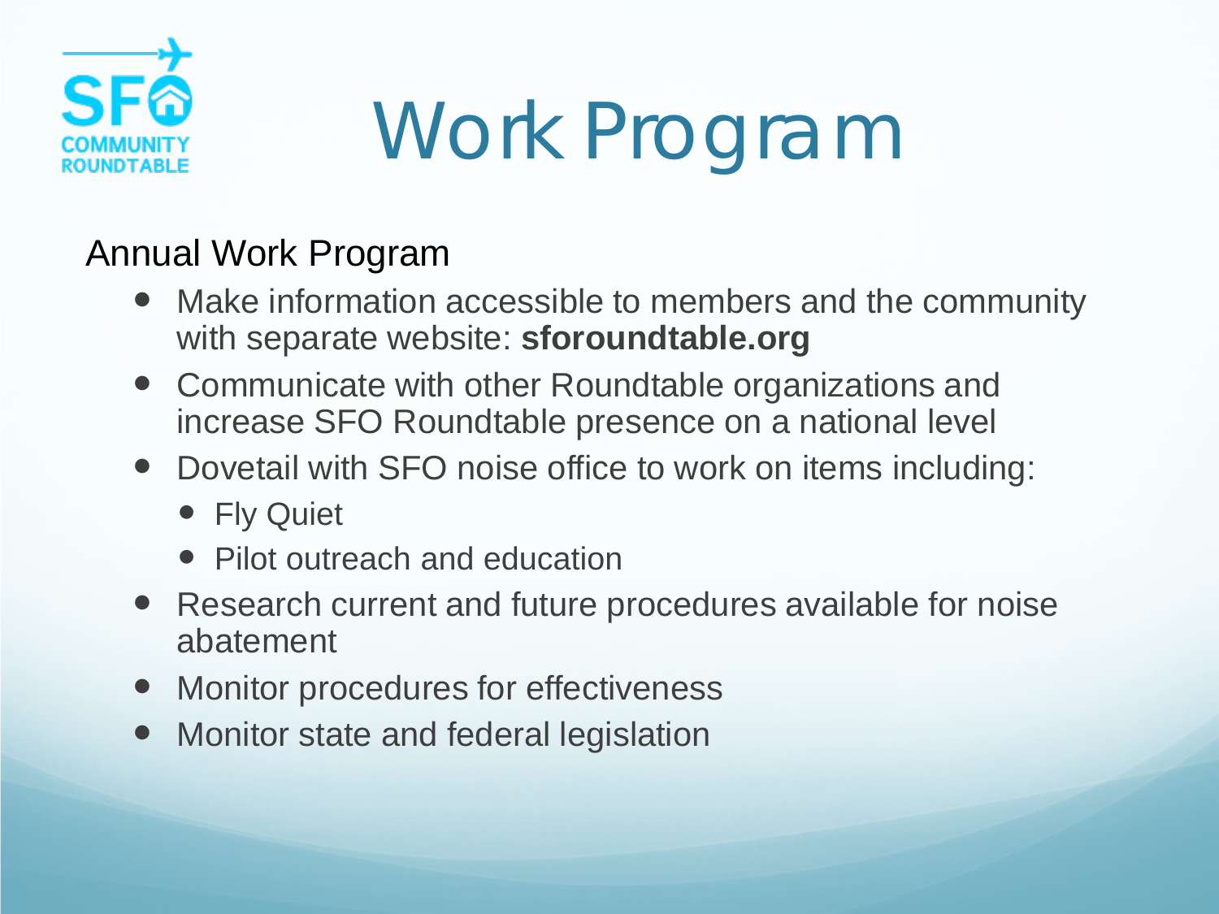# Work Program

## Annual Work Program

- Make information accessible to members and the community with separate website: **sforoundtable.org**
- Communicate with other Roundtable organizations and increase SFO Roundtable presence on a national level
- Dovetail with SFO noise office to work on items including:
  - Fly Quiet
  - Pilot outreach and education
- Research current and future procedures available for noise abatement
- Monitor procedures for effectiveness
- Monitor state and federal legislation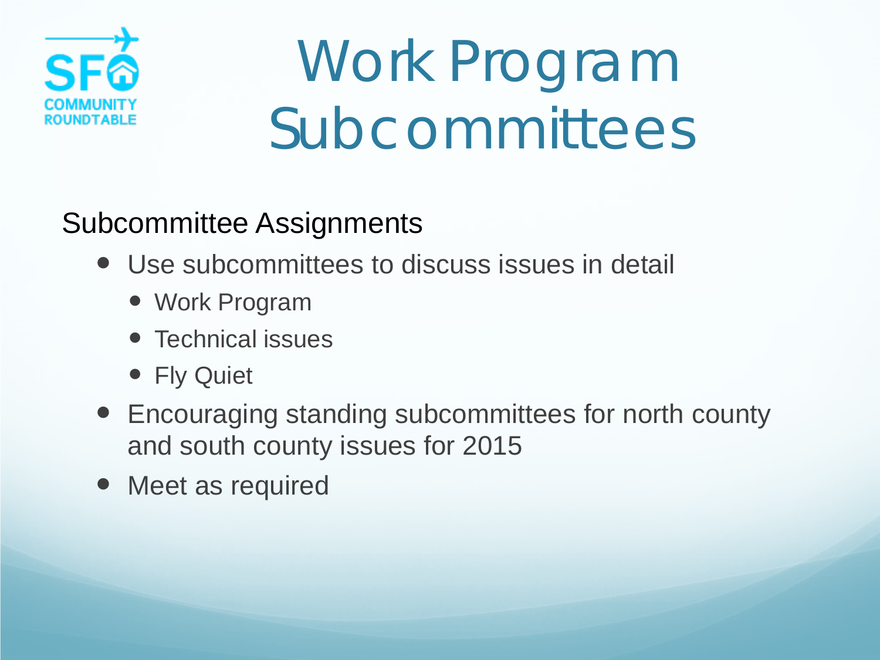# Work Program Subcommittees

Subcommittee Assignments

- Use subcommittees to discuss issues in detail
  - Work Program
  - Technical issues
  - Fly Quiet
- Encouraging standing subcommittees for north county and south county issues for 2015
- Meet as required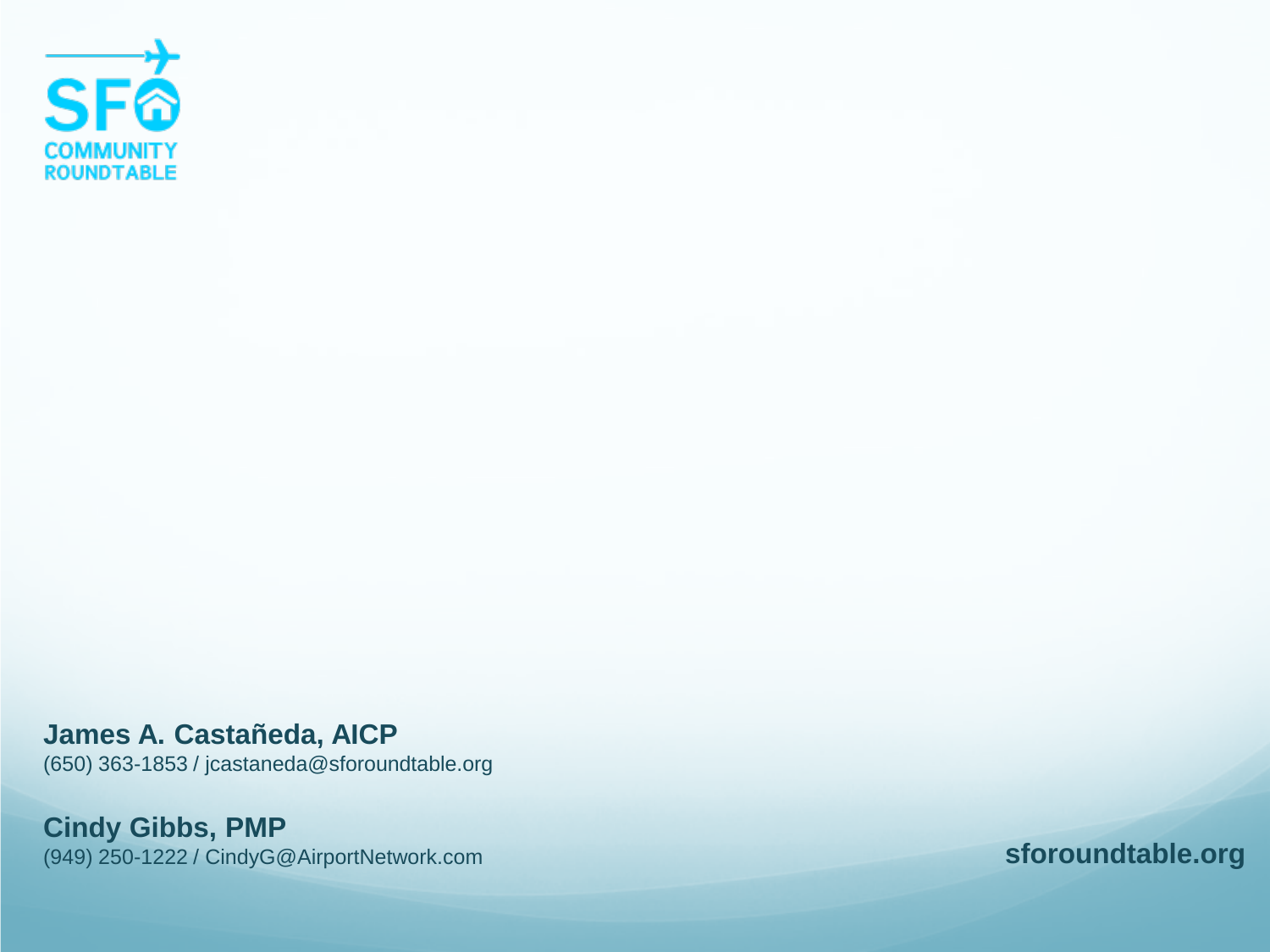SFO COMMUNITY ROUNDTABLE

**James A. Castañeda, AICP**
(650) 363-1853 / jcastaneda@sforoundtable.org

**Cindy Gibbs, PMP**
(949) 250-1222 / CindyG@AirportNetwork.com

**sforoundtable.org**